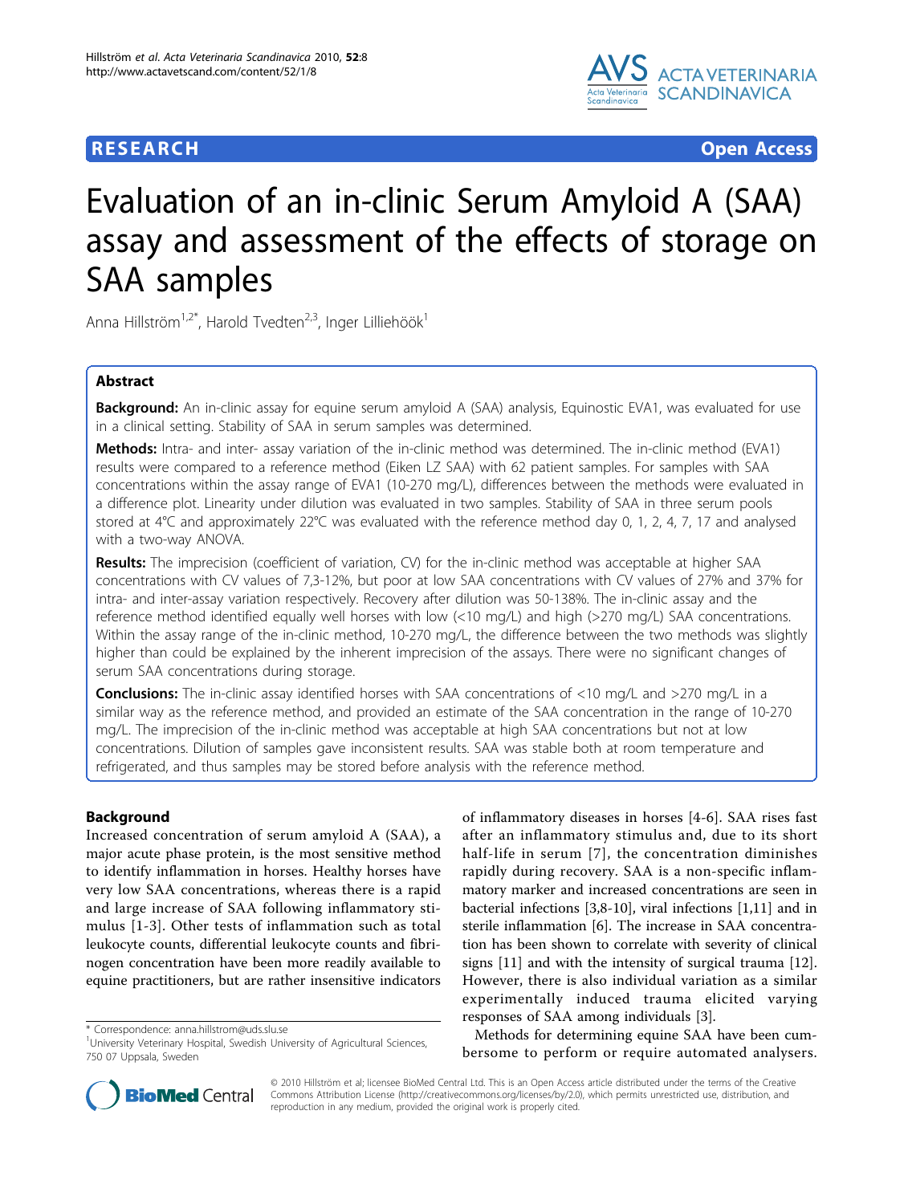**RESEARCH** **Open Access**

# Evaluation of an in-clinic Serum Amyloid A (SAA) assay and assessment of the effects of storage on SAA samples

Anna Hillström[1,2*], Harold Tvedten[2,3], Inger Lilliehöök[1]

## Abstract

**Background:** An in-clinic assay for equine serum amyloid A (SAA) analysis, Equinostic EVA1, was evaluated for use in a clinical setting. Stability of SAA in serum samples was determined.

**Methods:** Intra- and inter- assay variation of the in-clinic method was determined. The in-clinic method (EVA1) results were compared to a reference method (Eiken LZ SAA) with 62 patient samples. For samples with SAA concentrations within the assay range of EVA1 (10-270 mg/L), differences between the methods were evaluated in a difference plot. Linearity under dilution was evaluated in two samples. Stability of SAA in three serum pools stored at 4°C and approximately 22°C was evaluated with the reference method day 0, 1, 2, 4, 7, 17 and analysed with a two-way ANOVA.

**Results:** The imprecision (coefficient of variation, CV) for the in-clinic method was acceptable at higher SAA concentrations with CV values of 7,3-12%, but poor at low SAA concentrations with CV values of 27% and 37% for intra- and inter-assay variation respectively. Recovery after dilution was 50-138%. The in-clinic assay and the reference method identified equally well horses with low (<10 mg/L) and high (>270 mg/L) SAA concentrations. Within the assay range of the in-clinic method, 10-270 mg/L, the difference between the two methods was slightly higher than could be explained by the inherent imprecision of the assays. There were no significant changes of serum SAA concentrations during storage.

**Conclusions:** The in-clinic assay identified horses with SAA concentrations of <10 mg/L and >270 mg/L in a similar way as the reference method, and provided an estimate of the SAA concentration in the range of 10-270 mg/L. The imprecision of the in-clinic method was acceptable at high SAA concentrations but not at low concentrations. Dilution of samples gave inconsistent results. SAA was stable both at room temperature and refrigerated, and thus samples may be stored before analysis with the reference method.

## Background

Increased concentration of serum amyloid A (SAA), a major acute phase protein, is the most sensitive method to identify inflammation in horses. Healthy horses have very low SAA concentrations, whereas there is a rapid and large increase of SAA following inflammatory stimulus [1-3]. Other tests of inflammation such as total leukocyte counts, differential leukocyte counts and fibrinogen concentration have been more readily available to equine practitioners, but are rather insensitive indicators of inflammatory diseases in horses [4-6]. SAA rises fast after an inflammatory stimulus and, due to its short half-life in serum [7], the concentration diminishes rapidly during recovery. SAA is a non-specific inflammatory marker and increased concentrations are seen in bacterial infections [3,8-10], viral infections [1,11] and in sterile inflammation [6]. The increase in SAA concentration has been shown to correlate with severity of clinical signs [11] and with the intensity of surgical trauma [12]. However, there is also individual variation as a similar experimentally induced trauma elicited varying responses of SAA among individuals [3].

Methods for determining equine SAA have been cumbersome to perform or require automated analysers.

\* Correspondence: anna.hillstrom@uds.slu.se
[1]University Veterinary Hospital, Swedish University of Agricultural Sciences, 750 07 Uppsala, Sweden

© 2010 Hillström et al; licensee BioMed Central Ltd. This is an Open Access article distributed under the terms of the Creative Commons Attribution License (http://creativecommons.org/licenses/by/2.0), which permits unrestricted use, distribution, and reproduction in any medium, provided the original work is properly cited.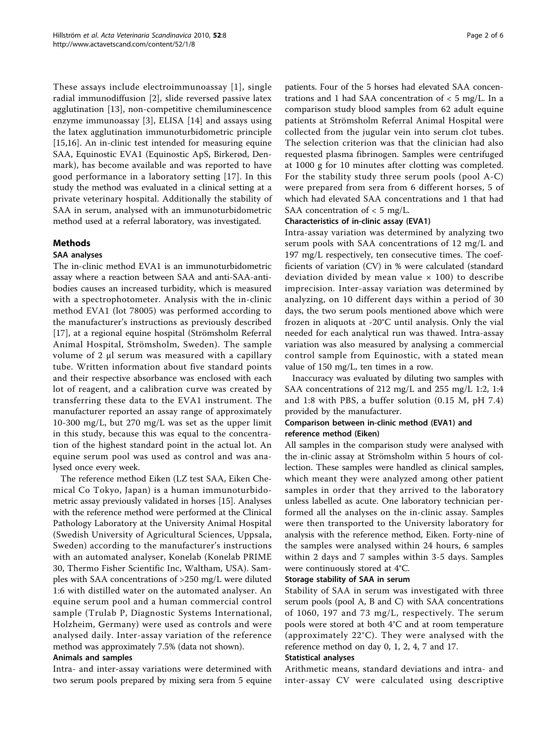These assays include electroimmunoassay [1], single radial immunodiffusion [2], slide reversed passive latex agglutination [13], non-competitive chemiluminescence enzyme immunoassay [3], ELISA [14] and assays using the latex agglutination immunoturbidometric principle [15,16]. An in-clinic test intended for measuring equine SAA, Equinostic EVA1 (Equinostic ApS, Birkerød, Denmark), has become available and was reported to have good performance in a laboratory setting [17]. In this study the method was evaluated in a clinical setting at a private veterinary hospital. Additionally the stability of SAA in serum, analysed with an immunoturbidometric method used at a referral laboratory, was investigated.

## Methods

### SAA analyses

The in-clinic method EVA1 is an immunoturbidometric assay where a reaction between SAA and anti-SAA-antibodies causes an increased turbidity, which is measured with a spectrophotometer. Analysis with the in-clinic method EVA1 (lot 78005) was performed according to the manufacturer's instructions as previously described [17], at a regional equine hospital (Strömsholm Referral Animal Hospital, Strömsholm, Sweden). The sample volume of 2 μl serum was measured with a capillary tube. Written information about five standard points and their respective absorbance was enclosed with each lot of reagent, and a calibration curve was created by transferring these data to the EVA1 instrument. The manufacturer reported an assay range of approximately 10-300 mg/L, but 270 mg/L was set as the upper limit in this study, because this was equal to the concentration of the highest standard point in the actual lot. An equine serum pool was used as control and was analysed once every week.

The reference method Eiken (LZ test SAA, Eiken Chemical Co Tokyo, Japan) is a human immunoturbidometric assay previously validated in horses [15]. Analyses with the reference method were performed at the Clinical Pathology Laboratory at the University Animal Hospital (Swedish University of Agricultural Sciences, Uppsala, Sweden) according to the manufacturer's instructions with an automated analyser, Konelab (Konelab PRIME 30, Thermo Fisher Scientific Inc, Waltham, USA). Samples with SAA concentrations of >250 mg/L were diluted 1:6 with distilled water on the automated analyser. An equine serum pool and a human commercial control sample (Trulab P, Diagnostic Systems International, Holzheim, Germany) were used as controls and were analysed daily. Inter-assay variation of the reference method was approximately 7.5% (data not shown).

### Animals and samples

Intra- and inter-assay variations were determined with two serum pools prepared by mixing sera from 5 equine patients. Four of the 5 horses had elevated SAA concentrations and 1 had SAA concentration of < 5 mg/L. In a comparison study blood samples from 62 adult equine patients at Strömsholm Referral Animal Hospital were collected from the jugular vein into serum clot tubes. The selection criterion was that the clinician had also requested plasma fibrinogen. Samples were centrifuged at 1000 g for 10 minutes after clotting was completed. For the stability study three serum pools (pool A-C) were prepared from sera from 6 different horses, 5 of which had elevated SAA concentrations and 1 that had SAA concentration of < 5 mg/L.

### Characteristics of in-clinic assay (EVA1)

Intra-assay variation was determined by analyzing two serum pools with SAA concentrations of 12 mg/L and 197 mg/L respectively, ten consecutive times. The coefficients of variation (CV) in % were calculated (standard deviation divided by mean value × 100) to describe imprecision. Inter-assay variation was determined by analyzing, on 10 different days within a period of 30 days, the two serum pools mentioned above which were frozen in aliquots at -20°C until analysis. Only the vial needed for each analytical run was thawed. Intra-assay variation was also measured by analysing a commercial control sample from Equinostic, with a stated mean value of 150 mg/L, ten times in a row.

Inaccuracy was evaluated by diluting two samples with SAA concentrations of 212 mg/L and 255 mg/L 1:2, 1:4 and 1:8 with PBS, a buffer solution (0.15 M, pH 7.4) provided by the manufacturer.

### Comparison between in-clinic method (EVA1) and reference method (Eiken)

All samples in the comparison study were analysed with the in-clinic assay at Strömsholm within 5 hours of collection. These samples were handled as clinical samples, which meant they were analyzed among other patient samples in order that they arrived to the laboratory unless labelled as acute. One laboratory technician performed all the analyses on the in-clinic assay. Samples were then transported to the University laboratory for analysis with the reference method, Eiken. Forty-nine of the samples were analysed within 24 hours, 6 samples within 2 days and 7 samples within 3-5 days. Samples were continuously stored at 4°C.

### Storage stability of SAA in serum

Stability of SAA in serum was investigated with three serum pools (pool A, B and C) with SAA concentrations of 1060, 197 and 73 mg/L, respectively. The serum pools were stored at both 4°C and at room temperature (approximately 22°C). They were analysed with the reference method on day 0, 1, 2, 4, 7 and 17.

### Statistical analyses

Arithmetic means, standard deviations and intra- and inter-assay CV were calculated using descriptive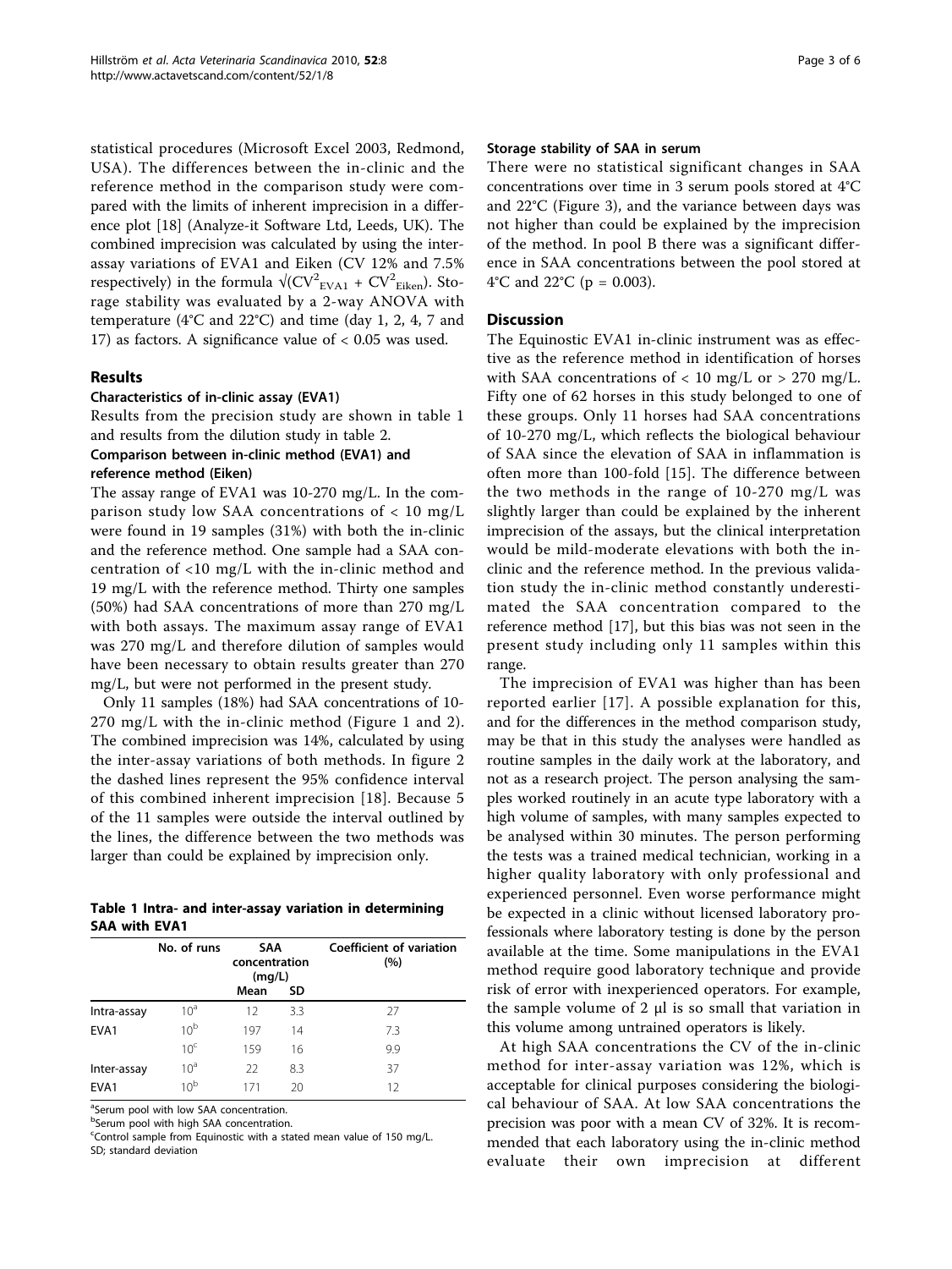statistical procedures (Microsoft Excel 2003, Redmond, USA). The differences between the in-clinic and the reference method in the comparison study were compared with the limits of inherent imprecision in a difference plot [18] (Analyze-it Software Ltd, Leeds, UK). The combined imprecision was calculated by using the inter-assay variations of EVA1 and Eiken (CV 12% and 7.5% respectively) in the formula $\sqrt{(CV^2_{EVA1} + CV^2_{Eiken})}$. Storage stability was evaluated by a 2-way ANOVA with temperature (4°C and 22°C) and time (day 1, 2, 4, 7 and 17) as factors. A significance value of < 0.05 was used.

## Results

### Characteristics of in-clinic assay (EVA1)

Results from the precision study are shown in table 1 and results from the dilution study in table 2.

### Comparison between in-clinic method (EVA1) and reference method (Eiken)

The assay range of EVA1 was 10-270 mg/L. In the comparison study low SAA concentrations of < 10 mg/L were found in 19 samples (31%) with both the in-clinic and the reference method. One sample had a SAA concentration of <10 mg/L with the in-clinic method and 19 mg/L with the reference method. Thirty one samples (50%) had SAA concentrations of more than 270 mg/L with both assays. The maximum assay range of EVA1 was 270 mg/L and therefore dilution of samples would have been necessary to obtain results greater than 270 mg/L, but were not performed in the present study.

Only 11 samples (18%) had SAA concentrations of 10-270 mg/L with the in-clinic method (Figure 1 and 2). The combined imprecision was 14%, calculated by using the inter-assay variations of both methods. In figure 2 the dashed lines represent the 95% confidence interval of this combined inherent imprecision [18]. Because 5 of the 11 samples were outside the interval outlined by the lines, the difference between the two methods was larger than could be explained by imprecision only.

**Table 1 Intra- and inter-assay variation in determining SAA with EVA1**

| | No. of runs | SAA concentration (mg/L) | | Coefficient of variation (%) |
|---|---|---|---|---|
| | | Mean | SD | |
| Intra-assay | 10[a] | 12 | 3.3 | 27 |
| EVA1 | 10[b] | 197 | 14 | 7.3 |
| | 10[c] | 159 | 16 | 9.9 |
| Inter-assay | 10[a] | 22 | 8.3 | 37 |
| EVA1 | 10[b] | 171 | 20 | 12 |

[a]Serum pool with low SAA concentration.
[b]Serum pool with high SAA concentration.
[c]Control sample from Equinostic with a stated mean value of 150 mg/L.
SD; standard deviation

### Storage stability of SAA in serum

There were no statistical significant changes in SAA concentrations over time in 3 serum pools stored at 4°C and 22°C (Figure 3), and the variance between days was not higher than could be explained by the imprecision of the method. In pool B there was a significant difference in SAA concentrations between the pool stored at 4°C and 22°C ($p = 0.003$).

## Discussion

The Equinostic EVA1 in-clinic instrument was as effective as the reference method in identification of horses with SAA concentrations of < 10 mg/L or > 270 mg/L. Fifty one of 62 horses in this study belonged to one of these groups. Only 11 horses had SAA concentrations of 10-270 mg/L, which reflects the biological behaviour of SAA since the elevation of SAA in inflammation is often more than 100-fold [15]. The difference between the two methods in the range of 10-270 mg/L was slightly larger than could be explained by the inherent imprecision of the assays, but the clinical interpretation would be mild-moderate elevations with both the in-clinic and the reference method. In the previous validation study the in-clinic method constantly underestimated the SAA concentration compared to the reference method [17], but this bias was not seen in the present study including only 11 samples within this range.

The imprecision of EVA1 was higher than has been reported earlier [17]. A possible explanation for this, and for the differences in the method comparison study, may be that in this study the analyses were handled as routine samples in the daily work at the laboratory, and not as a research project. The person analysing the samples worked routinely in an acute type laboratory with a high volume of samples, with many samples expected to be analysed within 30 minutes. The person performing the tests was a trained medical technician, working in a higher quality laboratory with only professional and experienced personnel. Even worse performance might be expected in a clinic without licensed laboratory professionals where laboratory testing is done by the person available at the time. Some manipulations in the EVA1 method require good laboratory technique and provide risk of error with inexperienced operators. For example, the sample volume of 2 μl is so small that variation in this volume among untrained operators is likely.

At high SAA concentrations the CV of the in-clinic method for inter-assay variation was 12%, which is acceptable for clinical purposes considering the biological behaviour of SAA. At low SAA concentrations the precision was poor with a mean CV of 32%. It is recommended that each laboratory using the in-clinic method evaluate their own imprecision at different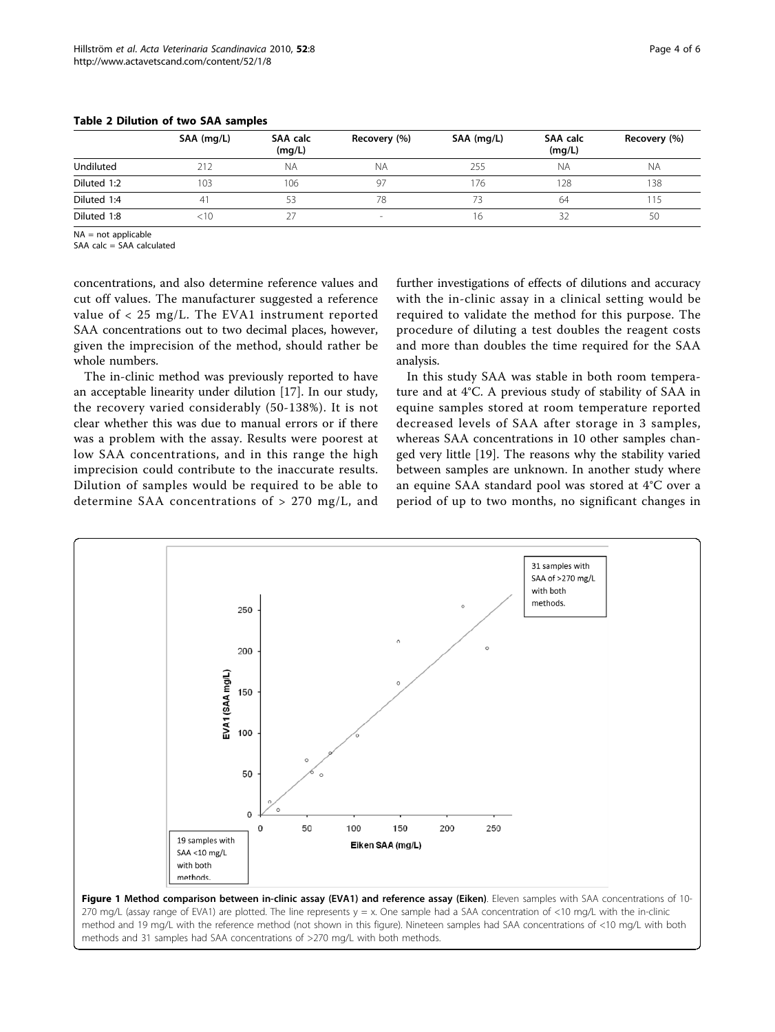**Table 2 Dilution of two SAA samples**

| | SAA (mg/L) | SAA calc (mg/L) | Recovery (%) | SAA (mg/L) | SAA calc (mg/L) | Recovery (%) |
|---|---|---|---|---|---|---|
| Undiluted | 212 | NA | NA | 255 | NA | NA |
| Diluted 1:2 | 103 | 106 | 97 | 176 | 128 | 138 |
| Diluted 1:4 | 41 | 53 | 78 | 73 | 64 | 115 |
| Diluted 1:8 | <10 | 27 | - | 16 | 32 | 50 |

NA = not applicable

SAA calc = SAA calculated

concentrations, and also determine reference values and cut off values. The manufacturer suggested a reference value of < 25 mg/L. The EVA1 instrument reported SAA concentrations out to two decimal places, however, given the imprecision of the method, should rather be whole numbers.

The in-clinic method was previously reported to have an acceptable linearity under dilution [17]. In our study, the recovery varied considerably (50-138%). It is not clear whether this was due to manual errors or if there was a problem with the assay. Results were poorest at low SAA concentrations, and in this range the high imprecision could contribute to the inaccurate results. Dilution of samples would be required to be able to determine SAA concentrations of > 270 mg/L, and further investigations of effects of dilutions and accuracy with the in-clinic assay in a clinical setting would be required to validate the method for this purpose. The procedure of diluting a test doubles the reagent costs and more than doubles the time required for the SAA analysis.

In this study SAA was stable in both room temperature and at 4°C. A previous study of stability of SAA in equine samples stored at room temperature reported decreased levels of SAA after storage in 3 samples, whereas SAA concentrations in 10 other samples changed very little [19]. The reasons why the stability varied between samples are unknown. In another study where an equine SAA standard pool was stored at 4°C over a period of up to two months, no significant changes in

**Figure 1 Method comparison between in-clinic assay (EVA1) and reference assay (Eiken)**. Eleven samples with SAA concentrations of 10-270 mg/L (assay range of EVA1) are plotted. The line represents y = x. One sample had a SAA concentration of <10 mg/L with the in-clinic method and 19 mg/L with the reference method (not shown in this figure). Nineteen samples had SAA concentrations of <10 mg/L with both methods and 31 samples had SAA concentrations of >270 mg/L with both methods.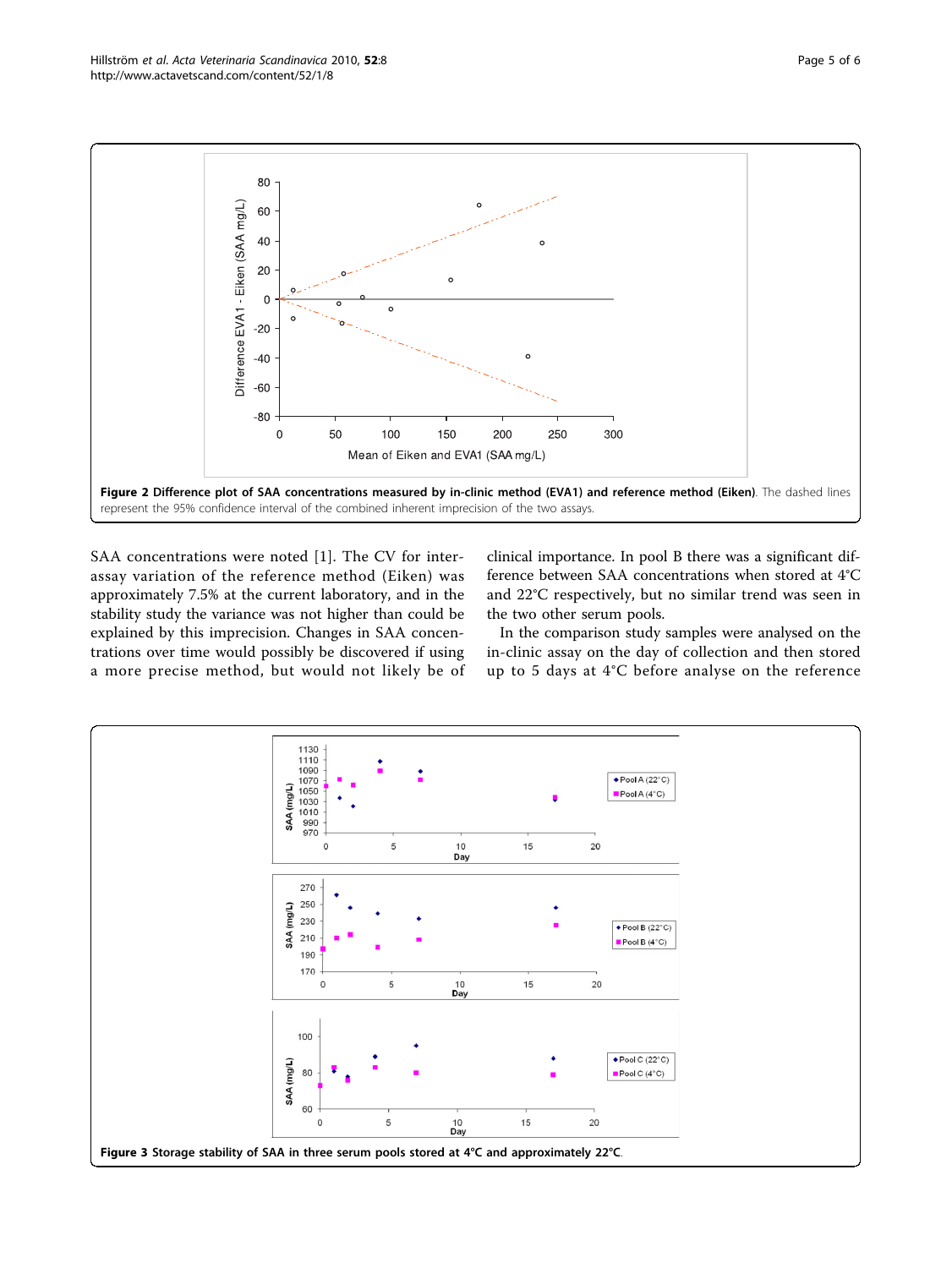**Figure 2 Difference plot of SAA concentrations measured by in-clinic method (EVA1) and reference method (Eiken)**. The dashed lines represent the 95% confidence interval of the combined inherent imprecision of the two assays.

SAA concentrations were noted [1]. The CV for inter-assay variation of the reference method (Eiken) was approximately 7.5% at the current laboratory, and in the stability study the variance was not higher than could be explained by this imprecision. Changes in SAA concentrations over time would possibly be discovered if using a more precise method, but would not likely be of clinical importance. In pool B there was a significant difference between SAA concentrations when stored at 4°C and 22°C respectively, but no similar trend was seen in the two other serum pools.

In the comparison study samples were analysed on the in-clinic assay on the day of collection and then stored up to 5 days at 4°C before analyse on the reference

**Figure 3 Storage stability of SAA in three serum pools stored at 4°C and approximately 22°C**.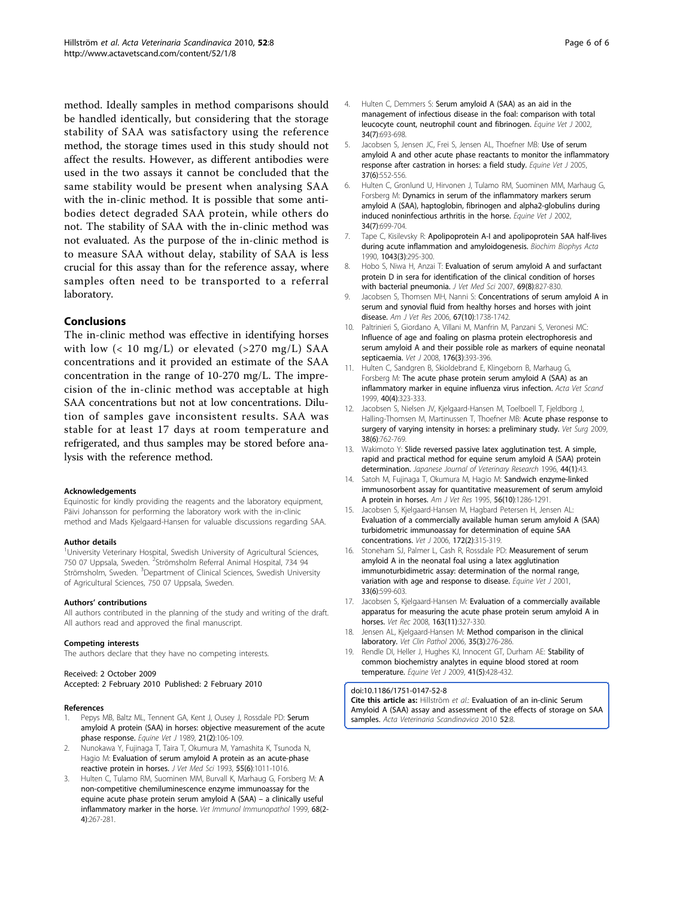method. Ideally samples in method comparisons should be handled identically, but considering that the storage stability of SAA was satisfactory using the reference method, the storage times used in this study should not affect the results. However, as different antibodies were used in the two assays it cannot be concluded that the same stability would be present when analysing SAA with the in-clinic method. It is possible that some antibodies detect degraded SAA protein, while others do not. The stability of SAA with the in-clinic method was not evaluated. As the purpose of the in-clinic method is to measure SAA without delay, stability of SAA is less crucial for this assay than for the reference assay, where samples often need to be transported to a referral laboratory.

## Conclusions

The in-clinic method was effective in identifying horses with low (< 10 mg/L) or elevated (>270 mg/L) SAA concentrations and it provided an estimate of the SAA concentration in the range of 10-270 mg/L. The imprecision of the in-clinic method was acceptable at high SAA concentrations but not at low concentrations. Dilution of samples gave inconsistent results. SAA was stable for at least 17 days at room temperature and refrigerated, and thus samples may be stored before analysis with the reference method.

#### Acknowledgements

Equinostic for kindly providing the reagents and the laboratory equipment, Päivi Johansson for performing the laboratory work with the in-clinic method and Mads Kjelgaard-Hansen for valuable discussions regarding SAA.

#### Author details

[1]University Veterinary Hospital, Swedish University of Agricultural Sciences, 750 07 Uppsala, Sweden. [2]Strömsholm Referral Animal Hospital, 734 94 Strömsholm, Sweden. [3]Department of Clinical Sciences, Swedish University of Agricultural Sciences, 750 07 Uppsala, Sweden.

#### Authors' contributions

All authors contributed in the planning of the study and writing of the draft. All authors read and approved the final manuscript.

#### Competing interests

The authors declare that they have no competing interests.

Received: 2 October 2009
Accepted: 2 February 2010 Published: 2 February 2010

#### References

1. Pepys MB, Baltz ML, Tennent GA, Kent J, Ousey J, Rossdale PD: **Serum amyloid A protein (SAA) in horses: objective measurement of the acute phase response.** *Equine Vet J* 1989, **21(2)**:106-109.
2. Nunokawa Y, Fujinaga T, Taira T, Okumura M, Yamashita K, Tsunoda N, Hagio M: **Evaluation of serum amyloid A protein as an acute-phase reactive protein in horses.** *J Vet Med Sci* 1993, **55(6)**:1011-1016.
3. Hulten C, Tulamo RM, Suominen MM, Burvall K, Marhaug G, Forsberg M: **A non-competitive chemiluminescence enzyme immunoassay for the equine acute phase protein serum amyloid A (SAA) – a clinically useful inflammatory marker in the horse.** *Vet Immunol Immunopathol* 1999, **68(2-4)**:267-281.
4. Hulten C, Demmers S: **Serum amyloid A (SAA) as an aid in the management of infectious disease in the foal: comparison with total leucocyte count, neutrophil count and fibrinogen.** *Equine Vet J* 2002, **34(7)**:693-698.
5. Jacobsen S, Jensen JC, Frei S, Jensen AL, Thoefner MB: **Use of serum amyloid A and other acute phase reactants to monitor the inflammatory response after castration in horses: a field study.** *Equine Vet J* 2005, **37(6)**:552-556.
6. Hulten C, Gronlund U, Hirvonen J, Tulamo RM, Suominen MM, Marhaug G, Forsberg M: **Dynamics in serum of the inflammatory markers serum amyloid A (SAA), haptoglobin, fibrinogen and alpha2-globulins during induced noninfectious arthritis in the horse.** *Equine Vet J* 2002, **34(7)**:699-704.
7. Tape C, Kisilevsky R: **Apolipoprotein A-I and apolipoprotein SAA half-lives during acute inflammation and amyloidogenesis.** *Biochim Biophys Acta* 1990, **1043(3)**:295-300.
8. Hobo S, Niwa H, Anzai T: **Evaluation of serum amyloid A and surfactant protein D in sera for identification of the clinical condition of horses with bacterial pneumonia.** *J Vet Med Sci* 2007, **69(8)**:827-830.
9. Jacobsen S, Thomsen MH, Nanni S: **Concentrations of serum amyloid A in serum and synovial fluid from healthy horses and horses with joint disease.** *Am J Vet Res* 2006, **67(10)**:1738-1742.
10. Paltrinieri S, Giordano A, Villani M, Manfrin M, Panzani S, Veronesi MC: **Influence of age and foaling on plasma protein electrophoresis and serum amyloid A and their possible role as markers of equine neonatal septicaemia.** *Vet J* 2008, **176(3)**:393-396.
11. Hulten C, Sandgren B, Skioldebrand E, Klingeborn B, Marhaug G, Forsberg M: **The acute phase protein serum amyloid A (SAA) as an inflammatory marker in equine influenza virus infection.** *Acta Vet Scand* 1999, **40(4)**:323-333.
12. Jacobsen S, Nielsen JV, Kjelgaard-Hansen M, Toelboell T, Fjeldborg J, Halling-Thomsen M, Martinussen T, Thoefner MB: **Acute phase response to surgery of varying intensity in horses: a preliminary study.** *Vet Surg* 2009, **38(6)**:762-769.
13. Wakimoto Y: **Slide reversed passive latex agglutination test. A simple, rapid and practical method for equine serum amyloid A (SAA) protein determination.** *Japanese Journal of Veterinary Research* 1996, **44(1)**:43.
14. Satoh M, Fujinaga T, Okumura M, Hagio M: **Sandwich enzyme-linked immunosorbent assay for quantitative measurement of serum amyloid A protein in horses.** *Am J Vet Res* 1995, **56(10)**:1286-1291.
15. Jacobsen S, Kjelgaard-Hansen M, Hagbard Petersen H, Jensen AL: **Evaluation of a commercially available human serum amyloid A (SAA) turbidometric immunoassay for determination of equine SAA concentrations.** *Vet J* 2006, **172(2)**:315-319.
16. Stoneham SJ, Palmer L, Cash R, Rossdale PD: **Measurement of serum amyloid A in the neonatal foal using a latex agglutination immunoturbidimetric assay: determination of the normal range, variation with age and response to disease.** *Equine Vet J* 2001, **33(6)**:599-603.
17. Jacobsen S, Kjelgaard-Hansen M: **Evaluation of a commercially available apparatus for measuring the acute phase protein serum amyloid A in horses.** *Vet Rec* 2008, **163(11)**:327-330.
18. Jensen AL, Kjelgaard-Hansen M: **Method comparison in the clinical laboratory.** *Vet Clin Pathol* 2006, **35(3)**:276-286.
19. Rendle DI, Heller J, Hughes KJ, Innocent GT, Durham AE: **Stability of common biochemistry analytes in equine blood stored at room temperature.** *Equine Vet J* 2009, **41(5)**:428-432.

doi:10.1186/1751-0147-52-8
**Cite this article as:** Hillström *et al.*: Evaluation of an in-clinic Serum Amyloid A (SAA) assay and assessment of the effects of storage on SAA samples. *Acta Veterinaria Scandinavica* 2010 **52**:8.